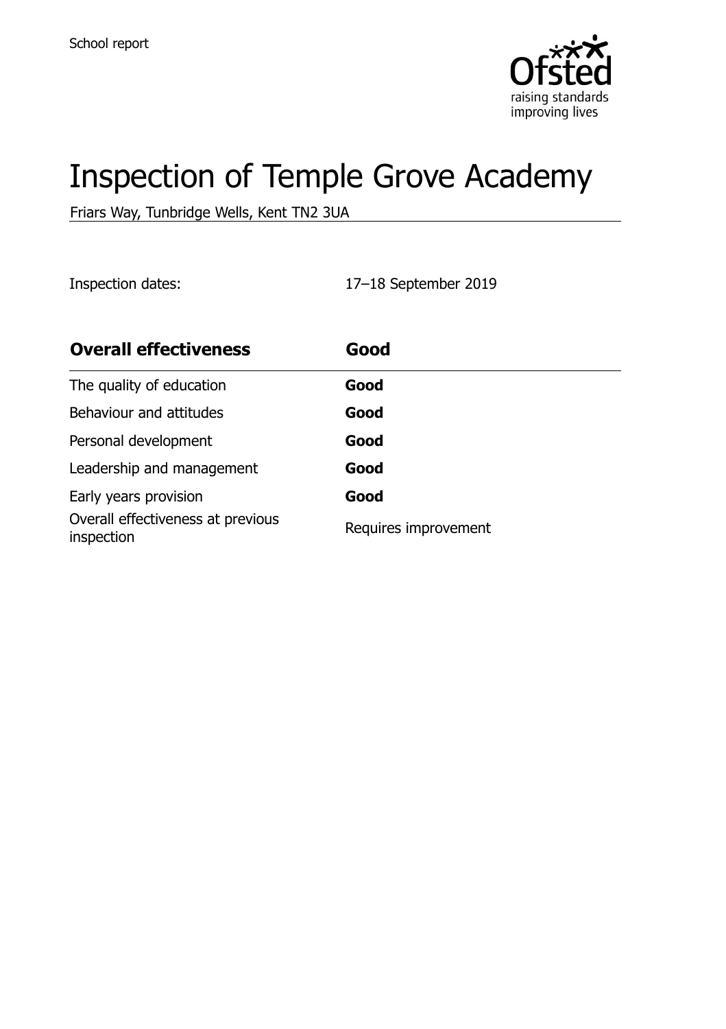School report

# Inspection of Temple Grove Academy

Friars Way, Tunbridge Wells, Kent TN2 3UA

Inspection dates: 17–18 September 2019

| **Overall effectiveness** | **Good** |
|---|---|
| The quality of education | **Good** |
| Behaviour and attitudes | **Good** |
| Personal development | **Good** |
| Leadership and management | **Good** |
| Early years provision | **Good** |
| Overall effectiveness at previous inspection | Requires improvement |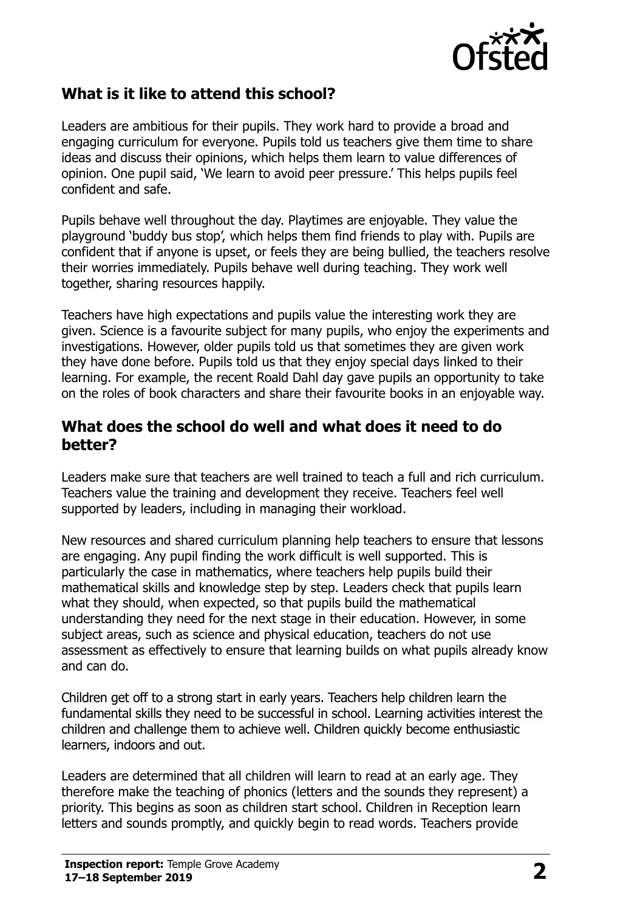## What is it like to attend this school?

Leaders are ambitious for their pupils. They work hard to provide a broad and engaging curriculum for everyone. Pupils told us teachers give them time to share ideas and discuss their opinions, which helps them learn to value differences of opinion. One pupil said, 'We learn to avoid peer pressure.' This helps pupils feel confident and safe.

Pupils behave well throughout the day. Playtimes are enjoyable. They value the playground 'buddy bus stop', which helps them find friends to play with. Pupils are confident that if anyone is upset, or feels they are being bullied, the teachers resolve their worries immediately. Pupils behave well during teaching. They work well together, sharing resources happily.

Teachers have high expectations and pupils value the interesting work they are given. Science is a favourite subject for many pupils, who enjoy the experiments and investigations. However, older pupils told us that sometimes they are given work they have done before. Pupils told us that they enjoy special days linked to their learning. For example, the recent Roald Dahl day gave pupils an opportunity to take on the roles of book characters and share their favourite books in an enjoyable way.

## What does the school do well and what does it need to do better?

Leaders make sure that teachers are well trained to teach a full and rich curriculum. Teachers value the training and development they receive. Teachers feel well supported by leaders, including in managing their workload.

New resources and shared curriculum planning help teachers to ensure that lessons are engaging. Any pupil finding the work difficult is well supported. This is particularly the case in mathematics, where teachers help pupils build their mathematical skills and knowledge step by step. Leaders check that pupils learn what they should, when expected, so that pupils build the mathematical understanding they need for the next stage in their education. However, in some subject areas, such as science and physical education, teachers do not use assessment as effectively to ensure that learning builds on what pupils already know and can do.

Children get off to a strong start in early years. Teachers help children learn the fundamental skills they need to be successful in school. Learning activities interest the children and challenge them to achieve well. Children quickly become enthusiastic learners, indoors and out.

Leaders are determined that all children will learn to read at an early age. They therefore make the teaching of phonics (letters and the sounds they represent) a priority. This begins as soon as children start school. Children in Reception learn letters and sounds promptly, and quickly begin to read words. Teachers provide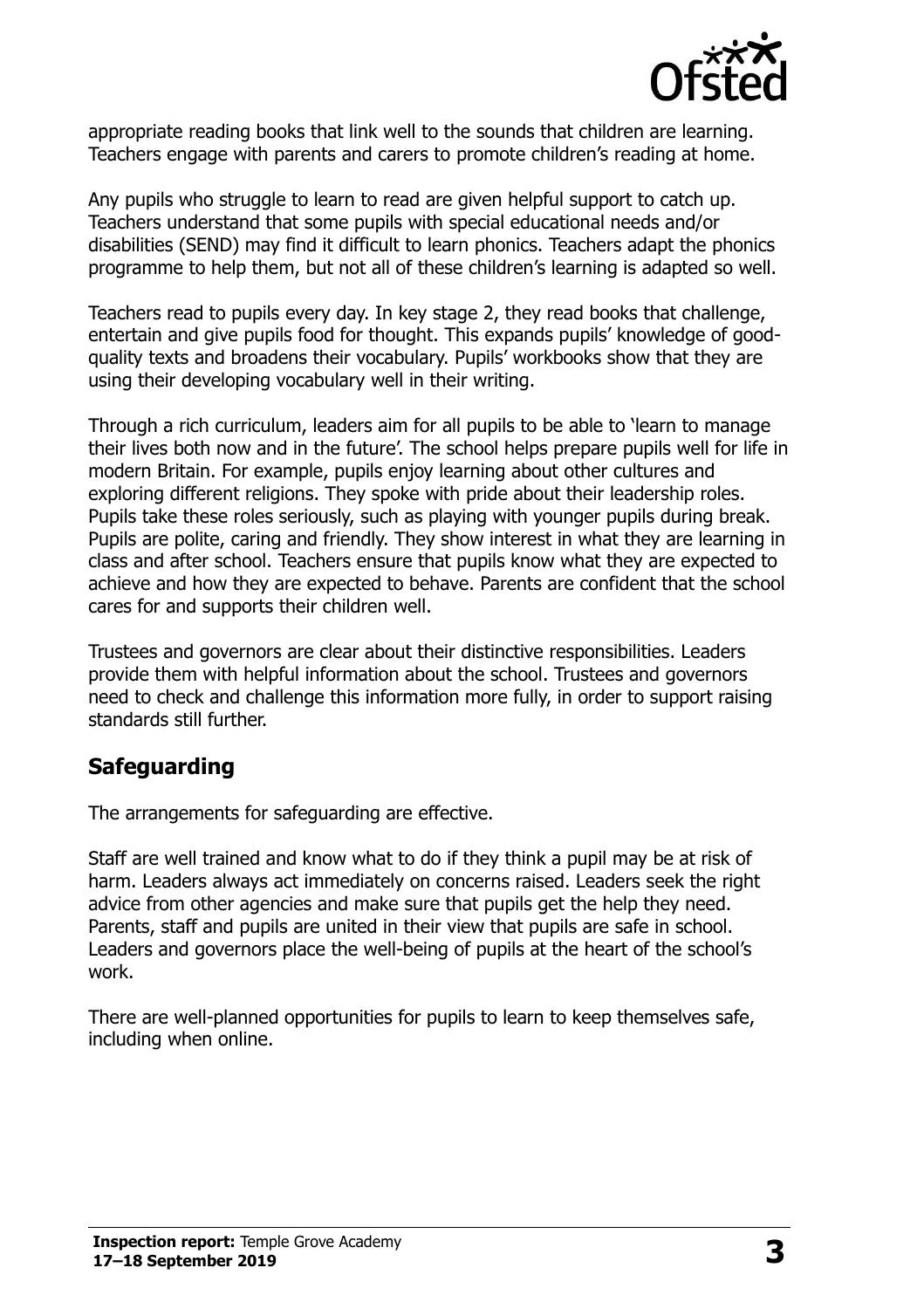appropriate reading books that link well to the sounds that children are learning. Teachers engage with parents and carers to promote children's reading at home.

Any pupils who struggle to learn to read are given helpful support to catch up. Teachers understand that some pupils with special educational needs and/or disabilities (SEND) may find it difficult to learn phonics. Teachers adapt the phonics programme to help them, but not all of these children's learning is adapted so well.

Teachers read to pupils every day. In key stage 2, they read books that challenge, entertain and give pupils food for thought. This expands pupils' knowledge of good-quality texts and broadens their vocabulary. Pupils' workbooks show that they are using their developing vocabulary well in their writing.

Through a rich curriculum, leaders aim for all pupils to be able to 'learn to manage their lives both now and in the future'. The school helps prepare pupils well for life in modern Britain. For example, pupils enjoy learning about other cultures and exploring different religions. They spoke with pride about their leadership roles. Pupils take these roles seriously, such as playing with younger pupils during break. Pupils are polite, caring and friendly. They show interest in what they are learning in class and after school. Teachers ensure that pupils know what they are expected to achieve and how they are expected to behave. Parents are confident that the school cares for and supports their children well.

Trustees and governors are clear about their distinctive responsibilities. Leaders provide them with helpful information about the school. Trustees and governors need to check and challenge this information more fully, in order to support raising standards still further.

## Safeguarding

The arrangements for safeguarding are effective.

Staff are well trained and know what to do if they think a pupil may be at risk of harm. Leaders always act immediately on concerns raised. Leaders seek the right advice from other agencies and make sure that pupils get the help they need. Parents, staff and pupils are united in their view that pupils are safe in school. Leaders and governors place the well-being of pupils at the heart of the school's work.

There are well-planned opportunities for pupils to learn to keep themselves safe, including when online.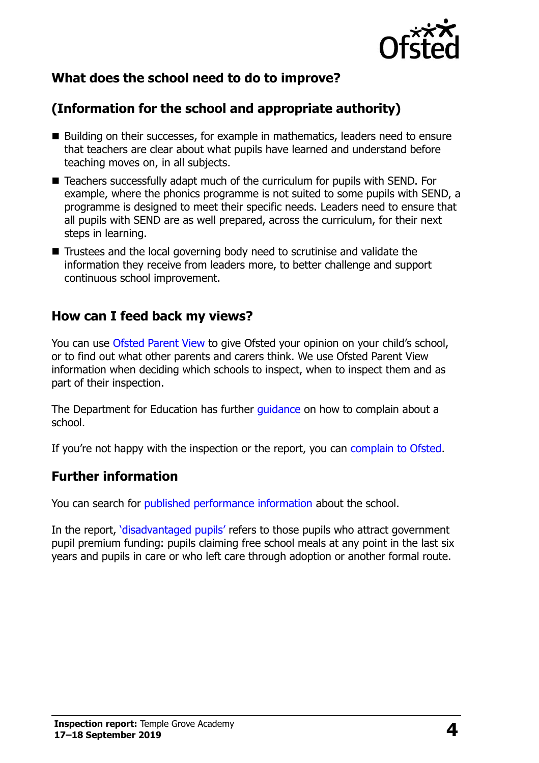## What does the school need to do to improve?

## (Information for the school and appropriate authority)

- Building on their successes, for example in mathematics, leaders need to ensure that teachers are clear about what pupils have learned and understand before teaching moves on, in all subjects.
- Teachers successfully adapt much of the curriculum for pupils with SEND. For example, where the phonics programme is not suited to some pupils with SEND, a programme is designed to meet their specific needs. Leaders need to ensure that all pupils with SEND are as well prepared, across the curriculum, for their next steps in learning.
- Trustees and the local governing body need to scrutinise and validate the information they receive from leaders more, to better challenge and support continuous school improvement.

## How can I feed back my views?

You can use Ofsted Parent View to give Ofsted your opinion on your child's school, or to find out what other parents and carers think. We use Ofsted Parent View information when deciding which schools to inspect, when to inspect them and as part of their inspection.

The Department for Education has further guidance on how to complain about a school.

If you're not happy with the inspection or the report, you can complain to Ofsted.

## Further information

You can search for published performance information about the school.

In the report, 'disadvantaged pupils' refers to those pupils who attract government pupil premium funding: pupils claiming free school meals at any point in the last six years and pupils in care or who left care through adoption or another formal route.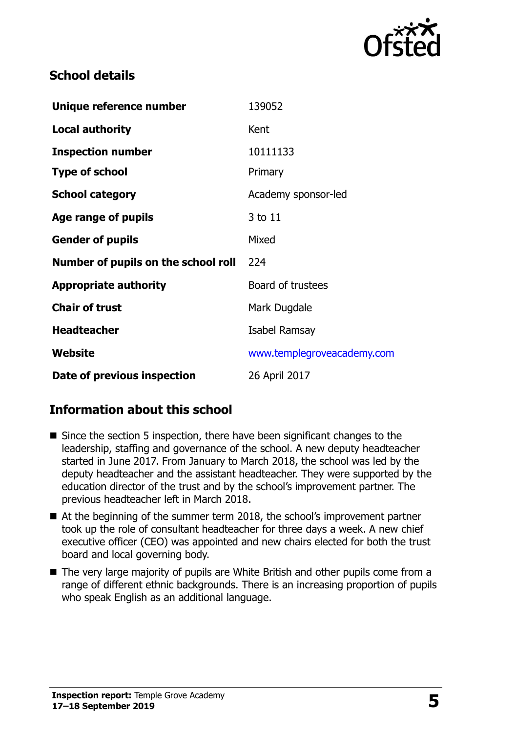## School details

| | |
|---|---|
| **Unique reference number** | 139052 |
| **Local authority** | Kent |
| **Inspection number** | 10111133 |
| **Type of school** | Primary |
| **School category** | Academy sponsor-led |
| **Age range of pupils** | 3 to 11 |
| **Gender of pupils** | Mixed |
| **Number of pupils on the school roll** | 224 |
| **Appropriate authority** | Board of trustees |
| **Chair of trust** | Mark Dugdale |
| **Headteacher** | Isabel Ramsay |
| **Website** | www.templegroveacademy.com |
| **Date of previous inspection** | 26 April 2017 |

## Information about this school

- Since the section 5 inspection, there have been significant changes to the leadership, staffing and governance of the school. A new deputy headteacher started in June 2017. From January to March 2018, the school was led by the deputy headteacher and the assistant headteacher. They were supported by the education director of the trust and by the school's improvement partner. The previous headteacher left in March 2018.
- At the beginning of the summer term 2018, the school's improvement partner took up the role of consultant headteacher for three days a week. A new chief executive officer (CEO) was appointed and new chairs elected for both the trust board and local governing body.
- The very large majority of pupils are White British and other pupils come from a range of different ethnic backgrounds. There is an increasing proportion of pupils who speak English as an additional language.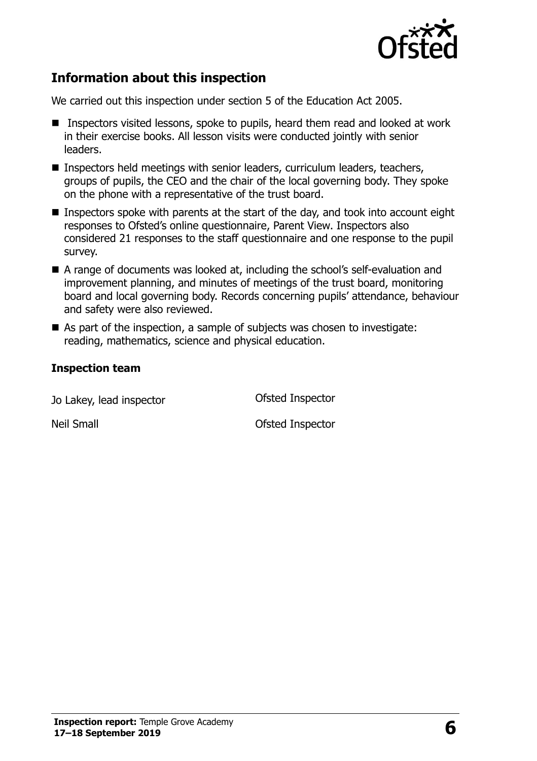## Information about this inspection

We carried out this inspection under section 5 of the Education Act 2005.

- Inspectors visited lessons, spoke to pupils, heard them read and looked at work in their exercise books. All lesson visits were conducted jointly with senior leaders.
- Inspectors held meetings with senior leaders, curriculum leaders, teachers, groups of pupils, the CEO and the chair of the local governing body. They spoke on the phone with a representative of the trust board.
- Inspectors spoke with parents at the start of the day, and took into account eight responses to Ofsted's online questionnaire, Parent View. Inspectors also considered 21 responses to the staff questionnaire and one response to the pupil survey.
- A range of documents was looked at, including the school's self-evaluation and improvement planning, and minutes of meetings of the trust board, monitoring board and local governing body. Records concerning pupils' attendance, behaviour and safety were also reviewed.
- As part of the inspection, a sample of subjects was chosen to investigate: reading, mathematics, science and physical education.

### Inspection team

| | |
|---|---|
| Jo Lakey, lead inspector | Ofsted Inspector |
| Neil Small | Ofsted Inspector |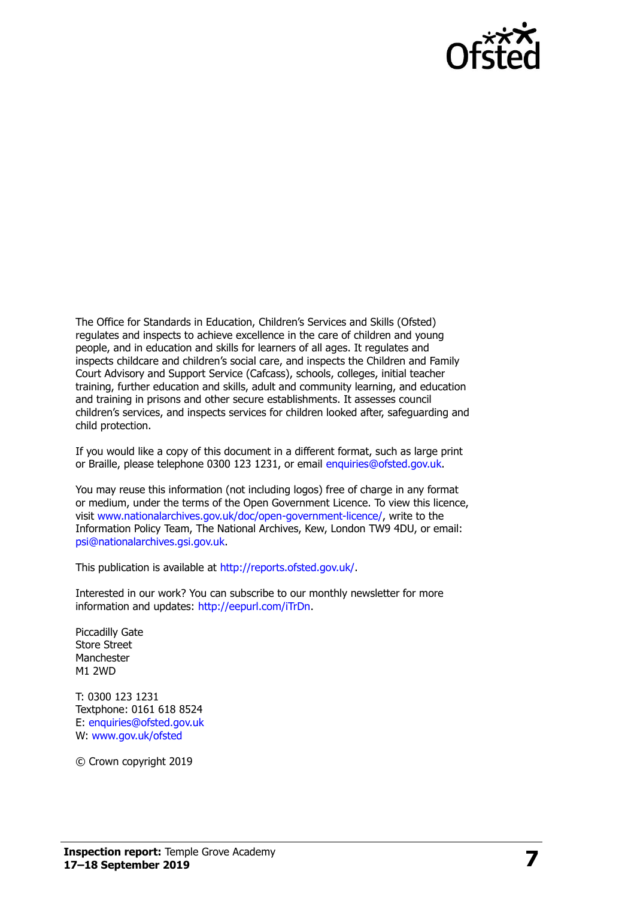The Office for Standards in Education, Children's Services and Skills (Ofsted) regulates and inspects to achieve excellence in the care of children and young people, and in education and skills for learners of all ages. It regulates and inspects childcare and children's social care, and inspects the Children and Family Court Advisory and Support Service (Cafcass), schools, colleges, initial teacher training, further education and skills, adult and community learning, and education and training in prisons and other secure establishments. It assesses council children's services, and inspects services for children looked after, safeguarding and child protection.

If you would like a copy of this document in a different format, such as large print or Braille, please telephone 0300 123 1231, or email enquiries@ofsted.gov.uk.

You may reuse this information (not including logos) free of charge in any format or medium, under the terms of the Open Government Licence. To view this licence, visit www.nationalarchives.gov.uk/doc/open-government-licence/, write to the Information Policy Team, The National Archives, Kew, London TW9 4DU, or email: psi@nationalarchives.gsi.gov.uk.

This publication is available at http://reports.ofsted.gov.uk/.

Interested in our work? You can subscribe to our monthly newsletter for more information and updates: http://eepurl.com/iTrDn.

Piccadilly Gate
Store Street
Manchester
M1 2WD

T: 0300 123 1231
Textphone: 0161 618 8524
E: enquiries@ofsted.gov.uk
W: www.gov.uk/ofsted

© Crown copyright 2019